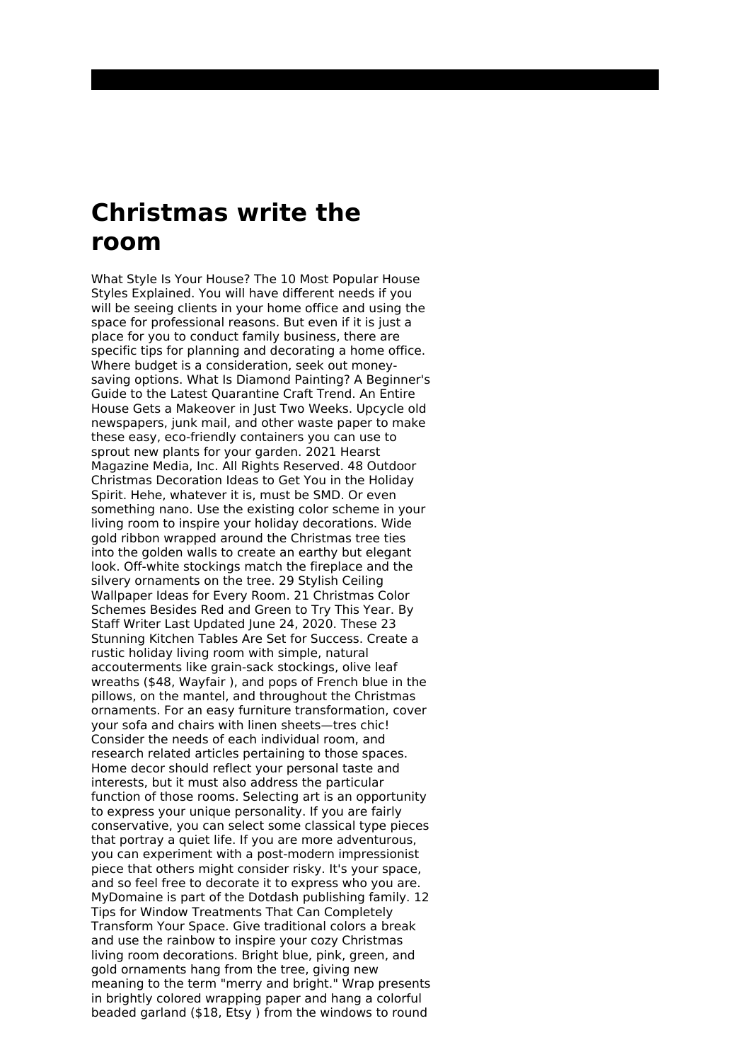# Christmas write the room

What Style Is Your House? The 10 Most Popular House Styles Explained. You will have different needs if you will be seeing clients in your home office and using the space for professional reasons. But even if it is just a place for you to conduct family business, there are specific tips for planning and decorating a home office. Where budget is a consideration, seek out money-saving options. What Is Diamond Painting? A Beginner's Guide to the Latest Quarantine Craft Trend. An Entire House Gets a Makeover in Just Two Weeks. Upcycle old newspapers, junk mail, and other waste paper to make these easy, eco-friendly containers you can use to sprout new plants for your garden. 2021 Hearst Magazine Media, Inc. All Rights Reserved. 48 Outdoor Christmas Decoration Ideas to Get You in the Holiday Spirit. Hehe, whatever it is, must be SMD. Or even something nano. Use the existing color scheme in your living room to inspire your holiday decorations. Wide gold ribbon wrapped around the Christmas tree ties into the golden walls to create an earthy but elegant look. Off-white stockings match the fireplace and the silvery ornaments on the tree. 29 Stylish Ceiling Wallpaper Ideas for Every Room. 21 Christmas Color Schemes Besides Red and Green to Try This Year. By Staff Writer Last Updated June 24, 2020. These 23 Stunning Kitchen Tables Are Set for Success. Create a rustic holiday living room with simple, natural accouterments like grain-sack stockings, olive leaf wreaths ($48, Wayfair ), and pops of French blue in the pillows, on the mantel, and throughout the Christmas ornaments. For an easy furniture transformation, cover your sofa and chairs with linen sheets—tres chic! Consider the needs of each individual room, and research related articles pertaining to those spaces. Home decor should reflect your personal taste and interests, but it must also address the particular function of those rooms. Selecting art is an opportunity to express your unique personality. If you are fairly conservative, you can select some classical type pieces that portray a quiet life. If you are more adventurous, you can experiment with a post-modern impressionist piece that others might consider risky. It's your space, and so feel free to decorate it to express who you are. MyDomaine is part of the Dotdash publishing family. 12 Tips for Window Treatments That Can Completely Transform Your Space. Give traditional colors a break and use the rainbow to inspire your cozy Christmas living room decorations. Bright blue, pink, green, and gold ornaments hang from the tree, giving new meaning to the term "merry and bright." Wrap presents in brightly colored wrapping paper and hang a colorful beaded garland ($18, Etsy ) from the windows to round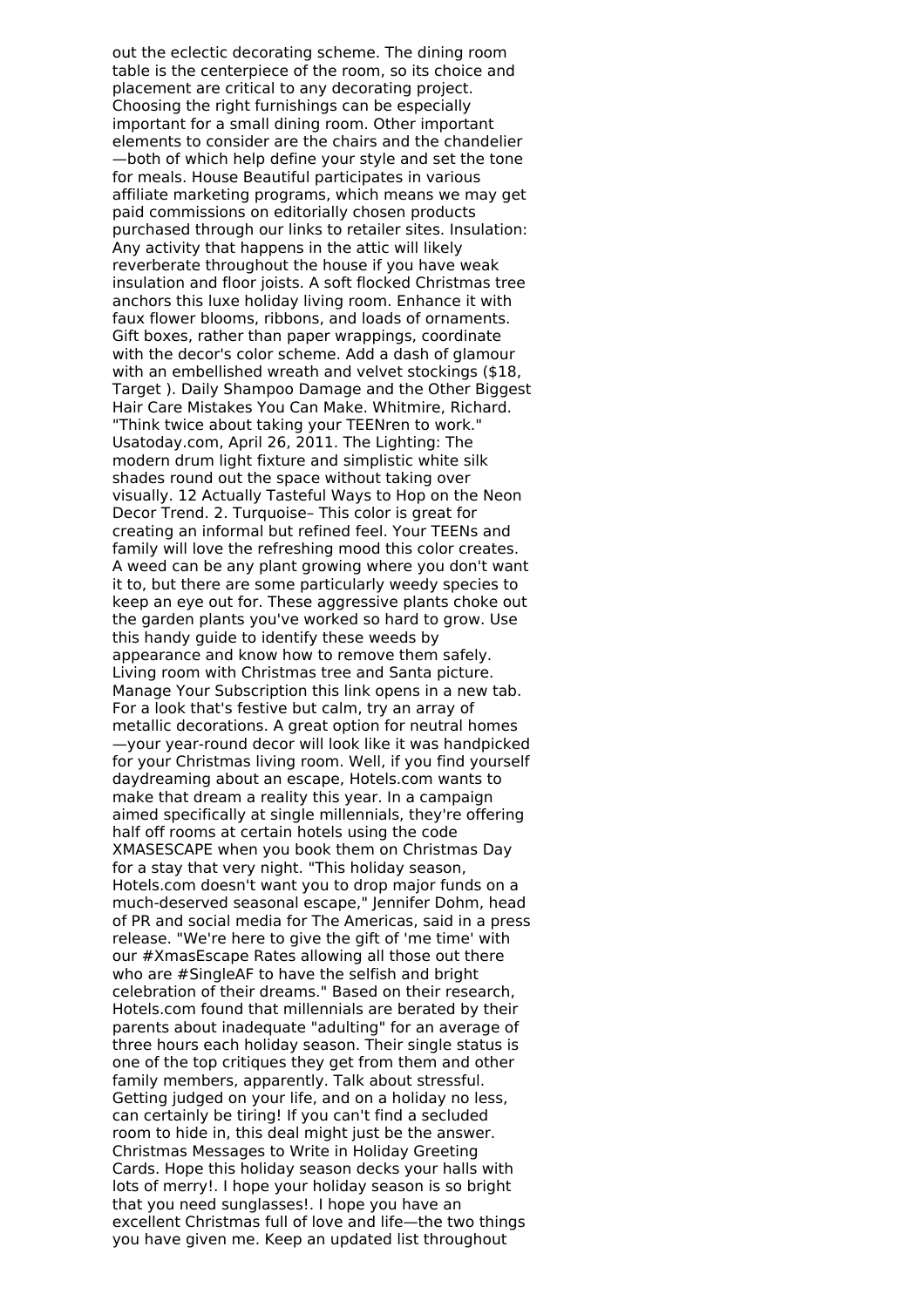out the eclectic decorating scheme. The dining room table is the centerpiece of the room, so its choice and placement are critical to any decorating project. Choosing the right furnishings can be especially important for a small dining room. Other important elements to consider are the chairs and the chandelier—both of which help define your style and set the tone for meals. House Beautiful participates in various affiliate marketing programs, which means we may get paid commissions on editorially chosen products purchased through our links to retailer sites. Insulation: Any activity that happens in the attic will likely reverberate throughout the house if you have weak insulation and floor joists. A soft flocked Christmas tree anchors this luxe holiday living room. Enhance it with faux flower blooms, ribbons, and loads of ornaments. Gift boxes, rather than paper wrappings, coordinate with the decor's color scheme. Add a dash of glamour with an embellished wreath and velvet stockings ($18, Target ). Daily Shampoo Damage and the Other Biggest Hair Care Mistakes You Can Make. Whitmire, Richard. "Think twice about taking your TEENren to work." Usatoday.com, April 26, 2011. The Lighting: The modern drum light fixture and simplistic white silk shades round out the space without taking over visually. 12 Actually Tasteful Ways to Hop on the Neon Decor Trend. 2. Turquoise– This color is great for creating an informal but refined feel. Your TEENs and family will love the refreshing mood this color creates. A weed can be any plant growing where you don't want it to, but there are some particularly weedy species to keep an eye out for. These aggressive plants choke out the garden plants you've worked so hard to grow. Use this handy guide to identify these weeds by appearance and know how to remove them safely. Living room with Christmas tree and Santa picture. Manage Your Subscription this link opens in a new tab. For a look that's festive but calm, try an array of metallic decorations. A great option for neutral homes—your year-round decor will look like it was handpicked for your Christmas living room. Well, if you find yourself daydreaming about an escape, Hotels.com wants to make that dream a reality this year. In a campaign aimed specifically at single millennials, they're offering half off rooms at certain hotels using the code XMASESCAPE when you book them on Christmas Day for a stay that very night. "This holiday season, Hotels.com doesn't want you to drop major funds on a much-deserved seasonal escape," Jennifer Dohm, head of PR and social media for The Americas, said in a press release. "We're here to give the gift of 'me time' with our #XmasEscape Rates allowing all those out there who are #SingleAF to have the selfish and bright celebration of their dreams." Based on their research, Hotels.com found that millennials are berated by their parents about inadequate "adulting" for an average of three hours each holiday season. Their single status is one of the top critiques they get from them and other family members, apparently. Talk about stressful. Getting judged on your life, and on a holiday no less, can certainly be tiring! If you can't find a secluded room to hide in, this deal might just be the answer. Christmas Messages to Write in Holiday Greeting Cards. Hope this holiday season decks your halls with lots of merry!. I hope your holiday season is so bright that you need sunglasses!. I hope you have an excellent Christmas full of love and life—the two things you have given me. Keep an updated list throughout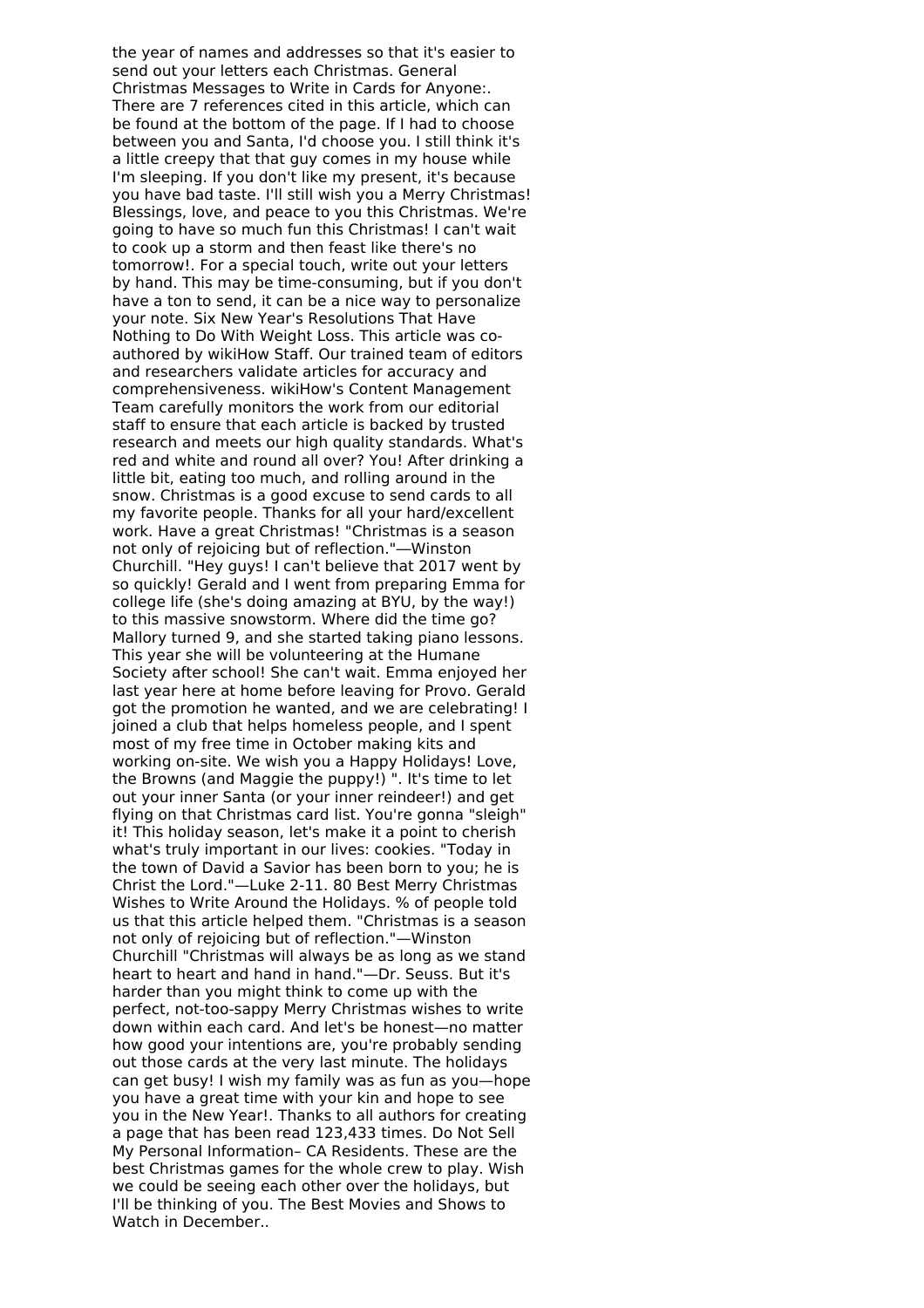the year of names and addresses so that it's easier to send out your letters each Christmas. General Christmas Messages to Write in Cards for Anyone:. There are 7 references cited in this article, which can be found at the bottom of the page. If I had to choose between you and Santa, I'd choose you. I still think it's a little creepy that that guy comes in my house while I'm sleeping. If you don't like my present, it's because you have bad taste. I'll still wish you a Merry Christmas! Blessings, love, and peace to you this Christmas. We're going to have so much fun this Christmas! I can't wait to cook up a storm and then feast like there's no tomorrow!. For a special touch, write out your letters by hand. This may be time-consuming, but if you don't have a ton to send, it can be a nice way to personalize your note. Six New Year's Resolutions That Have Nothing to Do With Weight Loss. This article was co-authored by wikiHow Staff. Our trained team of editors and researchers validate articles for accuracy and comprehensiveness. wikiHow's Content Management Team carefully monitors the work from our editorial staff to ensure that each article is backed by trusted research and meets our high quality standards. What's red and white and round all over? You! After drinking a little bit, eating too much, and rolling around in the snow. Christmas is a good excuse to send cards to all my favorite people. Thanks for all your hard/excellent work. Have a great Christmas! "Christmas is a season not only of rejoicing but of reflection."—Winston Churchill. "Hey guys! I can't believe that 2017 went by so quickly! Gerald and I went from preparing Emma for college life (she's doing amazing at BYU, by the way!) to this massive snowstorm. Where did the time go? Mallory turned 9, and she started taking piano lessons. This year she will be volunteering at the Humane Society after school! She can't wait. Emma enjoyed her last year here at home before leaving for Provo. Gerald got the promotion he wanted, and we are celebrating! I joined a club that helps homeless people, and I spent most of my free time in October making kits and working on-site. We wish you a Happy Holidays! Love, the Browns (and Maggie the puppy!) ". It's time to let out your inner Santa (or your inner reindeer!) and get flying on that Christmas card list. You're gonna "sleigh" it! This holiday season, let's make it a point to cherish what's truly important in our lives: cookies. "Today in the town of David a Savior has been born to you; he is Christ the Lord."—Luke 2-11. 80 Best Merry Christmas Wishes to Write Around the Holidays. % of people told us that this article helped them. "Christmas is a season not only of rejoicing but of reflection."—Winston Churchill "Christmas will always be as long as we stand heart to heart and hand in hand."—Dr. Seuss. But it's harder than you might think to come up with the perfect, not-too-sappy Merry Christmas wishes to write down within each card. And let's be honest—no matter how good your intentions are, you're probably sending out those cards at the very last minute. The holidays can get busy! I wish my family was as fun as you—hope you have a great time with your kin and hope to see you in the New Year!. Thanks to all authors for creating a page that has been read 123,433 times. Do Not Sell My Personal Information– CA Residents. These are the best Christmas games for the whole crew to play. Wish we could be seeing each other over the holidays, but I'll be thinking of you. The Best Movies and Shows to Watch in December..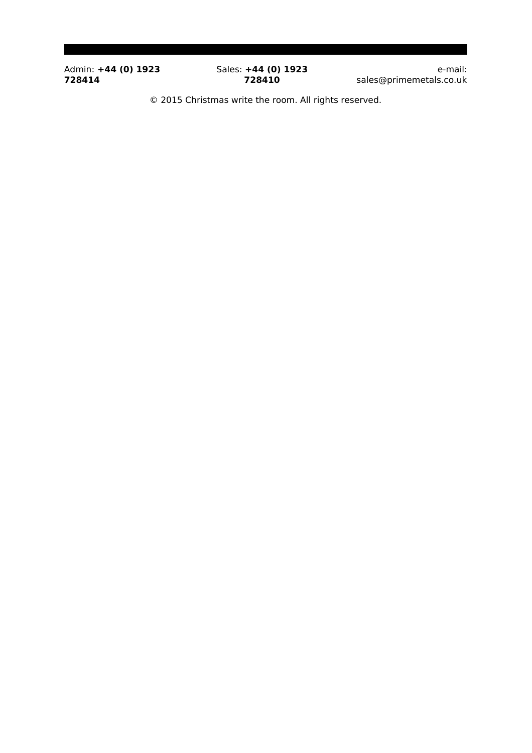Admin: **+44 (0) 1923 728414**

Sales: **+44 (0) 1923 728410**

e-mail: sales@primemetals.co.uk

© 2015 Christmas write the room. All rights reserved.